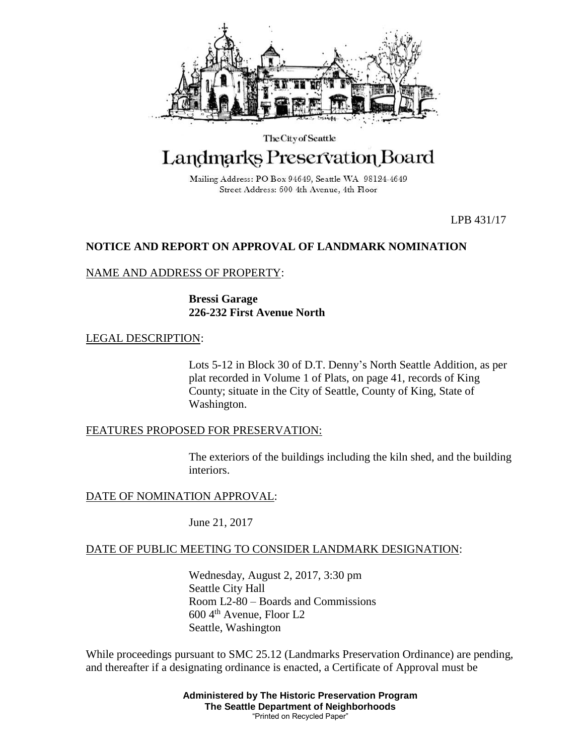The City of Seattle

# Landmarks Preservation Board

Mailing Address: PO Box 94649, Seattle WA 98124-4649
Street Address: 600 4th Avenue, 4th Floor

LPB 431/17

## NOTICE AND REPORT ON APPROVAL OF LANDMARK NOMINATION

NAME AND ADDRESS OF PROPERTY:

**Bressi Garage**
**226-232 First Avenue North**

LEGAL DESCRIPTION:

Lots 5-12 in Block 30 of D.T. Denny's North Seattle Addition, as per plat recorded in Volume 1 of Plats, on page 41, records of King County; situate in the City of Seattle, County of King, State of Washington.

FEATURES PROPOSED FOR PRESERVATION:

The exteriors of the buildings including the kiln shed, and the building interiors.

DATE OF NOMINATION APPROVAL:

June 21, 2017

DATE OF PUBLIC MEETING TO CONSIDER LANDMARK DESIGNATION:

Wednesday, August 2, 2017, 3:30 pm
Seattle City Hall
Room L2-80 – Boards and Commissions
600 4th Avenue, Floor L2
Seattle, Washington

While proceedings pursuant to SMC 25.12 (Landmarks Preservation Ordinance) are pending, and thereafter if a designating ordinance is enacted, a Certificate of Approval must be

**Administered by The Historic Preservation Program**
**The Seattle Department of Neighborhoods**
"Printed on Recycled Paper"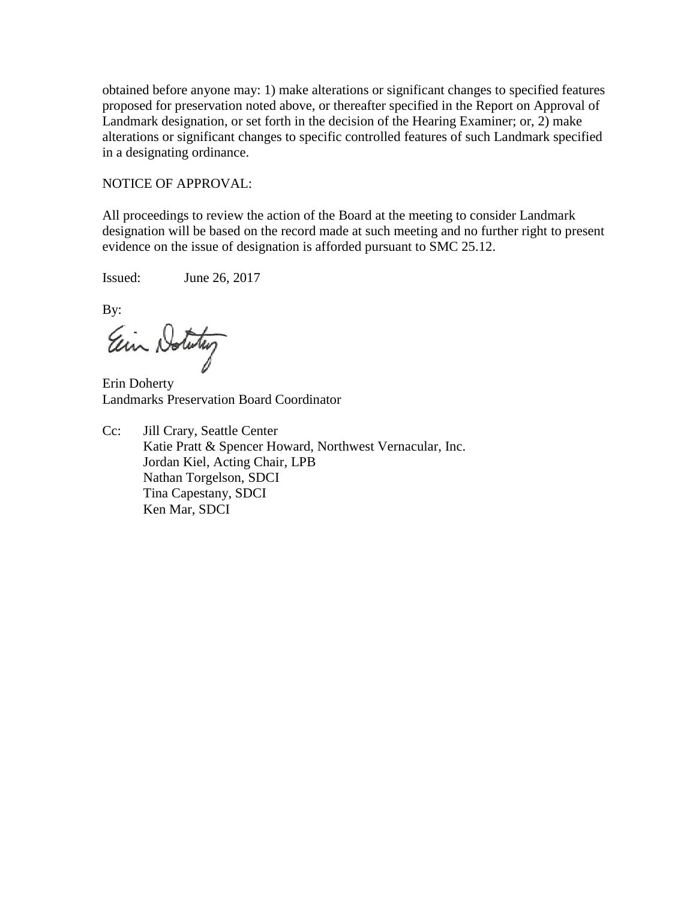obtained before anyone may: 1) make alterations or significant changes to specified features proposed for preservation noted above, or thereafter specified in the Report on Approval of Landmark designation, or set forth in the decision of the Hearing Examiner; or, 2) make alterations or significant changes to specific controlled features of such Landmark specified in a designating ordinance.

NOTICE OF APPROVAL:

All proceedings to review the action of the Board at the meeting to consider Landmark designation will be based on the record made at such meeting and no further right to present evidence on the issue of designation is afforded pursuant to SMC 25.12.

Issued: June 26, 2017

By:

Erin Doherty
Landmarks Preservation Board Coordinator

Cc: Jill Crary, Seattle Center
Katie Pratt & Spencer Howard, Northwest Vernacular, Inc.
Jordan Kiel, Acting Chair, LPB
Nathan Torgelson, SDCI
Tina Capestany, SDCI
Ken Mar, SDCI